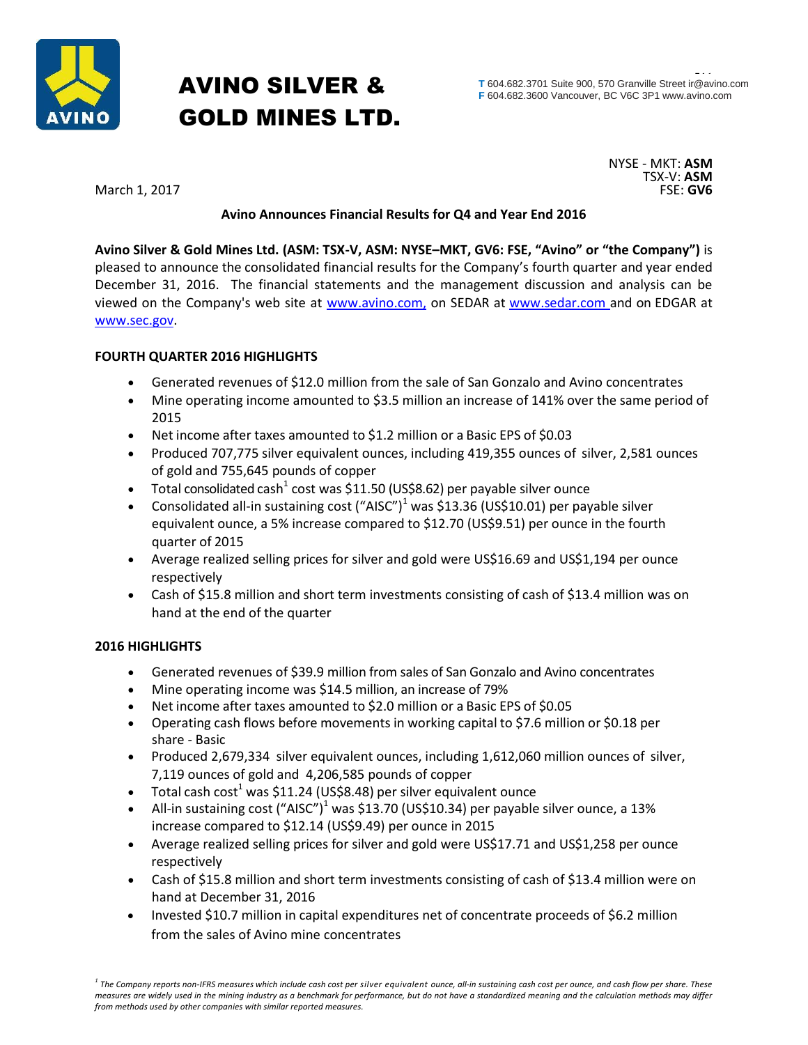# AVINO SILVER & GOLD MINES LTD.

T 604.682.3701 Suite 900, 570 Granville Street ir@avino.com
F 604.682.3600 Vancouver, BC V6C 3P1 www.avino.com

NYSE - MKT: **ASM**
TSX-V: **ASM**
FSE: **GV6**

March 1, 2017

**Avino Announces Financial Results for Q4 and Year End 2016**

**Avino Silver & Gold Mines Ltd. (ASM: TSX-V, ASM: NYSE–MKT, GV6: FSE, "Avino" or "the Company")** is pleased to announce the consolidated financial results for the Company's fourth quarter and year ended December 31, 2016. The financial statements and the management discussion and analysis can be viewed on the Company's web site at www.avino.com, on SEDAR at www.sedar.com and on EDGAR at www.sec.gov.

**FOURTH QUARTER 2016 HIGHLIGHTS**

- Generated revenues of $12.0 million from the sale of San Gonzalo and Avino concentrates
- Mine operating income amounted to $3.5 million an increase of 141% over the same period of 2015
- Net income after taxes amounted to $1.2 million or a Basic EPS of $0.03
- Produced 707,775 silver equivalent ounces, including 419,355 ounces of silver, 2,581 ounces of gold and 755,645 pounds of copper
- Total consolidated cash[1] cost was $11.50 (US$8.62) per payable silver ounce
- Consolidated all-in sustaining cost ("AISC")[1] was $13.36 (US$10.01) per payable silver equivalent ounce, a 5% increase compared to $12.70 (US$9.51) per ounce in the fourth quarter of 2015
- Average realized selling prices for silver and gold were US$16.69 and US$1,194 per ounce respectively
- Cash of $15.8 million and short term investments consisting of cash of $13.4 million was on hand at the end of the quarter

**2016 HIGHLIGHTS**

- Generated revenues of $39.9 million from sales of San Gonzalo and Avino concentrates
- Mine operating income was $14.5 million, an increase of 79%
- Net income after taxes amounted to $2.0 million or a Basic EPS of $0.05
- Operating cash flows before movements in working capital to $7.6 million or $0.18 per share - Basic
- Produced 2,679,334 silver equivalent ounces, including 1,612,060 million ounces of silver, 7,119 ounces of gold and 4,206,585 pounds of copper
- Total cash cost[1] was $11.24 (US$8.48) per silver equivalent ounce
- All-in sustaining cost ("AISC")[1] was $13.70 (US$10.34) per payable silver ounce, a 13% increase compared to $12.14 (US$9.49) per ounce in 2015
- Average realized selling prices for silver and gold were US$17.71 and US$1,258 per ounce respectively
- Cash of $15.8 million and short term investments consisting of cash of $13.4 million were on hand at December 31, 2016
- Invested $10.7 million in capital expenditures net of concentrate proceeds of $6.2 million from the sales of Avino mine concentrates

*[1] The Company reports non-IFRS measures which include cash cost per silver equivalent ounce, all-in sustaining cash cost per ounce, and cash flow per share. These measures are widely used in the mining industry as a benchmark for performance, but do not have a standardized meaning and the calculation methods may differ from methods used by other companies with similar reported measures.*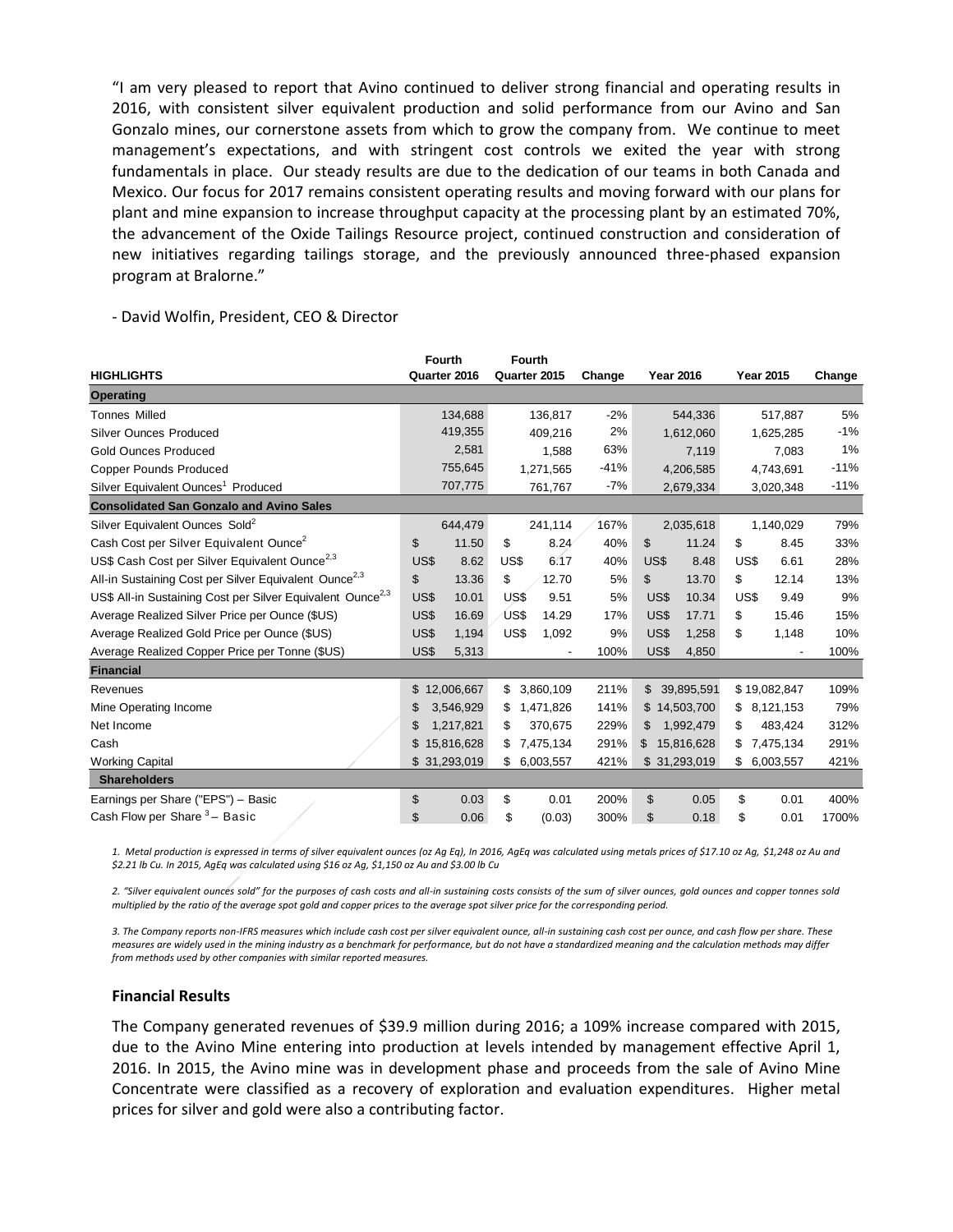"I am very pleased to report that Avino continued to deliver strong financial and operating results in 2016, with consistent silver equivalent production and solid performance from our Avino and San Gonzalo mines, our cornerstone assets from which to grow the company from. We continue to meet management's expectations, and with stringent cost controls we exited the year with strong fundamentals in place. Our steady results are due to the dedication of our teams in both Canada and Mexico. Our focus for 2017 remains consistent operating results and moving forward with our plans for plant and mine expansion to increase throughput capacity at the processing plant by an estimated 70%, the advancement of the Oxide Tailings Resource project, continued construction and consideration of new initiatives regarding tailings storage, and the previously announced three-phased expansion program at Bralorne."

- David Wolfin, President, CEO & Director

| HIGHLIGHTS | Fourth Quarter 2016 | Fourth Quarter 2015 | Change | Year 2016 | Year 2015 | Change |
|---|---|---|---|---|---|---|
| **Operating** | | | | | | |
| Tonnes Milled | 134,688 | 136,817 | -2% | 544,336 | 517,887 | 5% |
| Silver Ounces Produced | 419,355 | 409,216 | 2% | 1,612,060 | 1,625,285 | -1% |
| Gold Ounces Produced | 2,581 | 1,588 | 63% | 7,119 | 7,083 | 1% |
| Copper Pounds Produced | 755,645 | 1,271,565 | -41% | 4,206,585 | 4,743,691 | -11% |
| Silver Equivalent Ounces[1] Produced | 707,775 | 761,767 | -7% | 2,679,334 | 3,020,348 | -11% |
| **Consolidated San Gonzalo and Avino Sales** | | | | | | |
| Silver Equivalent Ounces Sold[2] | 644,479 | 241,114 | 167% | 2,035,618 | 1,140,029 | 79% |
| Cash Cost per Silver Equivalent Ounce[2] | $ 11.50 | $ 8.24 | 40% | $ 11.24 | $ 8.45 | 33% |
| US$ Cash Cost per Silver Equivalent Ounce[2,3] | US$ 8.62 | US$ 6.17 | 40% | US$ 8.48 | US$ 6.61 | 28% |
| All-in Sustaining Cost per Silver Equivalent Ounce[2,3] | $ 13.36 | $ 12.70 | 5% | $ 13.70 | $ 12.14 | 13% |
| US$ All-in Sustaining Cost per Silver Equivalent Ounce[2,3] | US$ 10.01 | US$ 9.51 | 5% | US$ 10.34 | US$ 9.49 | 9% |
| Average Realized Silver Price per Ounce ($US) | US$ 16.69 | US$ 14.29 | 17% | US$ 17.71 | $ 15.46 | 15% |
| Average Realized Gold Price per Ounce ($US) | US$ 1,194 | US$ 1,092 | 9% | US$ 1,258 | $ 1,148 | 10% |
| Average Realized Copper Price per Tonne ($US) | US$ 5,313 | - | 100% | US$ 4,850 | - | 100% |
| **Financial** | | | | | | |
| Revenues | $ 12,006,667 | $ 3,860,109 | 211% | $ 39,895,591 | $ 19,082,847 | 109% |
| Mine Operating Income | $ 3,546,929 | $ 1,471,826 | 141% | $ 14,503,700 | $ 8,121,153 | 79% |
| Net Income | $ 1,217,821 | $ 370,675 | 229% | $ 1,992,479 | $ 483,424 | 312% |
| Cash | $ 15,816,628 | $ 7,475,134 | 291% | $ 15,816,628 | $ 7,475,134 | 291% |
| Working Capital | $ 31,293,019 | $ 6,003,557 | 421% | $ 31,293,019 | $ 6,003,557 | 421% |
| **Shareholders** | | | | | | |
| Earnings per Share ("EPS") – Basic | $ 0.03 | $ 0.01 | 200% | $ 0.05 | $ 0.01 | 400% |
| Cash Flow per Share[3] – Basic | $ 0.06 | $ (0.03) | 300% | $ 0.18 | $ 0.01 | 1700% |

*1. Metal production is expressed in terms of silver equivalent ounces (oz Ag Eq), In 2016, AgEq was calculated using metals prices of $17.10 oz Ag, $1,248 oz Au and $2.21 lb Cu. In 2015, AgEq was calculated using $16 oz Ag, $1,150 oz Au and $3.00 lb Cu*

*2. "Silver equivalent ounces sold" for the purposes of cash costs and all-in sustaining costs consists of the sum of silver ounces, gold ounces and copper tonnes sold multiplied by the ratio of the average spot gold and copper prices to the average spot silver price for the corresponding period.*

*3. The Company reports non-IFRS measures which include cash cost per silver equivalent ounce, all-in sustaining cash cost per ounce, and cash flow per share. These measures are widely used in the mining industry as a benchmark for performance, but do not have a standardized meaning and the calculation methods may differ from methods used by other companies with similar reported measures.*

### Financial Results

The Company generated revenues of $39.9 million during 2016; a 109% increase compared with 2015, due to the Avino Mine entering into production at levels intended by management effective April 1, 2016. In 2015, the Avino mine was in development phase and proceeds from the sale of Avino Mine Concentrate were classified as a recovery of exploration and evaluation expenditures. Higher metal prices for silver and gold were also a contributing factor.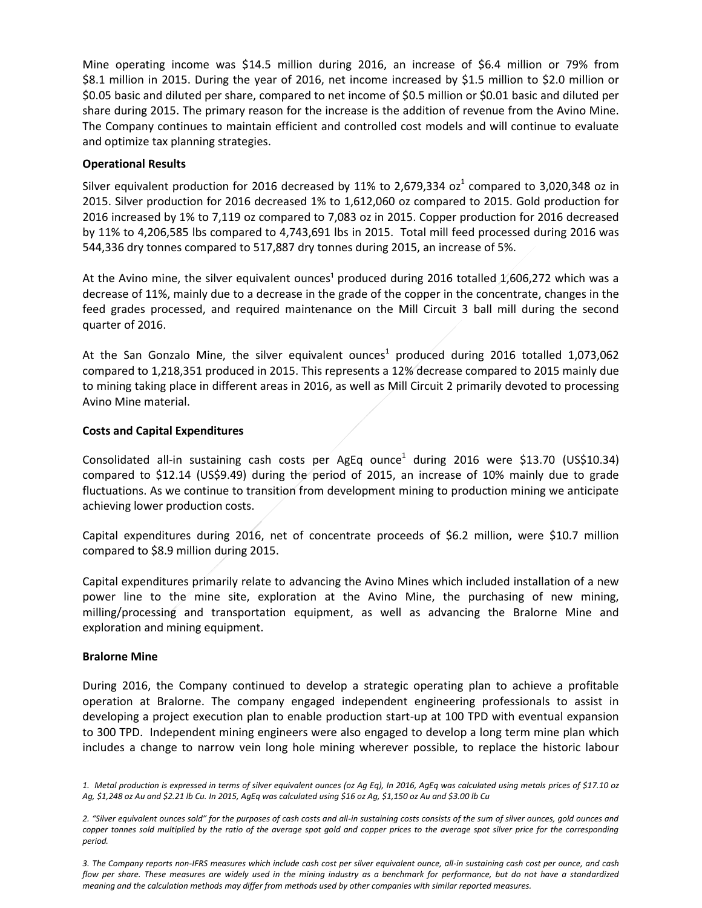Mine operating income was $14.5 million during 2016, an increase of $6.4 million or 79% from $8.1 million in 2015. During the year of 2016, net income increased by $1.5 million to $2.0 million or $0.05 basic and diluted per share, compared to net income of $0.5 million or $0.01 basic and diluted per share during 2015. The primary reason for the increase is the addition of revenue from the Avino Mine. The Company continues to maintain efficient and controlled cost models and will continue to evaluate and optimize tax planning strategies.

**Operational Results**

Silver equivalent production for 2016 decreased by 11% to 2,679,334 oz[1] compared to 3,020,348 oz in 2015. Silver production for 2016 decreased 1% to 1,612,060 oz compared to 2015. Gold production for 2016 increased by 1% to 7,119 oz compared to 7,083 oz in 2015. Copper production for 2016 decreased by 11% to 4,206,585 lbs compared to 4,743,691 lbs in 2015. Total mill feed processed during 2016 was 544,336 dry tonnes compared to 517,887 dry tonnes during 2015, an increase of 5%.

At the Avino mine, the silver equivalent ounces[1] produced during 2016 totalled 1,606,272 which was a decrease of 11%, mainly due to a decrease in the grade of the copper in the concentrate, changes in the feed grades processed, and required maintenance on the Mill Circuit 3 ball mill during the second quarter of 2016.

At the San Gonzalo Mine, the silver equivalent ounces[1] produced during 2016 totalled 1,073,062 compared to 1,218,351 produced in 2015. This represents a 12% decrease compared to 2015 mainly due to mining taking place in different areas in 2016, as well as Mill Circuit 2 primarily devoted to processing Avino Mine material.

**Costs and Capital Expenditures**

Consolidated all-in sustaining cash costs per AgEq ounce[1] during 2016 were $13.70 (US$10.34) compared to $12.14 (US$9.49) during the period of 2015, an increase of 10% mainly due to grade fluctuations. As we continue to transition from development mining to production mining we anticipate achieving lower production costs.

Capital expenditures during 2016, net of concentrate proceeds of $6.2 million, were $10.7 million compared to $8.9 million during 2015.

Capital expenditures primarily relate to advancing the Avino Mines which included installation of a new power line to the mine site, exploration at the Avino Mine, the purchasing of new mining, milling/processing and transportation equipment, as well as advancing the Bralorne Mine and exploration and mining equipment.

**Bralorne Mine**

During 2016, the Company continued to develop a strategic operating plan to achieve a profitable operation at Bralorne. The company engaged independent engineering professionals to assist in developing a project execution plan to enable production start-up at 100 TPD with eventual expansion to 300 TPD. Independent mining engineers were also engaged to develop a long term mine plan which includes a change to narrow vein long hole mining wherever possible, to replace the historic labour

*1. Metal production is expressed in terms of silver equivalent ounces (oz Ag Eq), In 2016, AgEq was calculated using metals prices of $17.10 oz Ag, $1,248 oz Au and $2.21 lb Cu. In 2015, AgEq was calculated using $16 oz Ag, $1,150 oz Au and $3.00 lb Cu*

*2. "Silver equivalent ounces sold" for the purposes of cash costs and all-in sustaining costs consists of the sum of silver ounces, gold ounces and copper tonnes sold multiplied by the ratio of the average spot gold and copper prices to the average spot silver price for the corresponding period.*

*3. The Company reports non-IFRS measures which include cash cost per silver equivalent ounce, all-in sustaining cash cost per ounce, and cash flow per share. These measures are widely used in the mining industry as a benchmark for performance, but do not have a standardized meaning and the calculation methods may differ from methods used by other companies with similar reported measures.*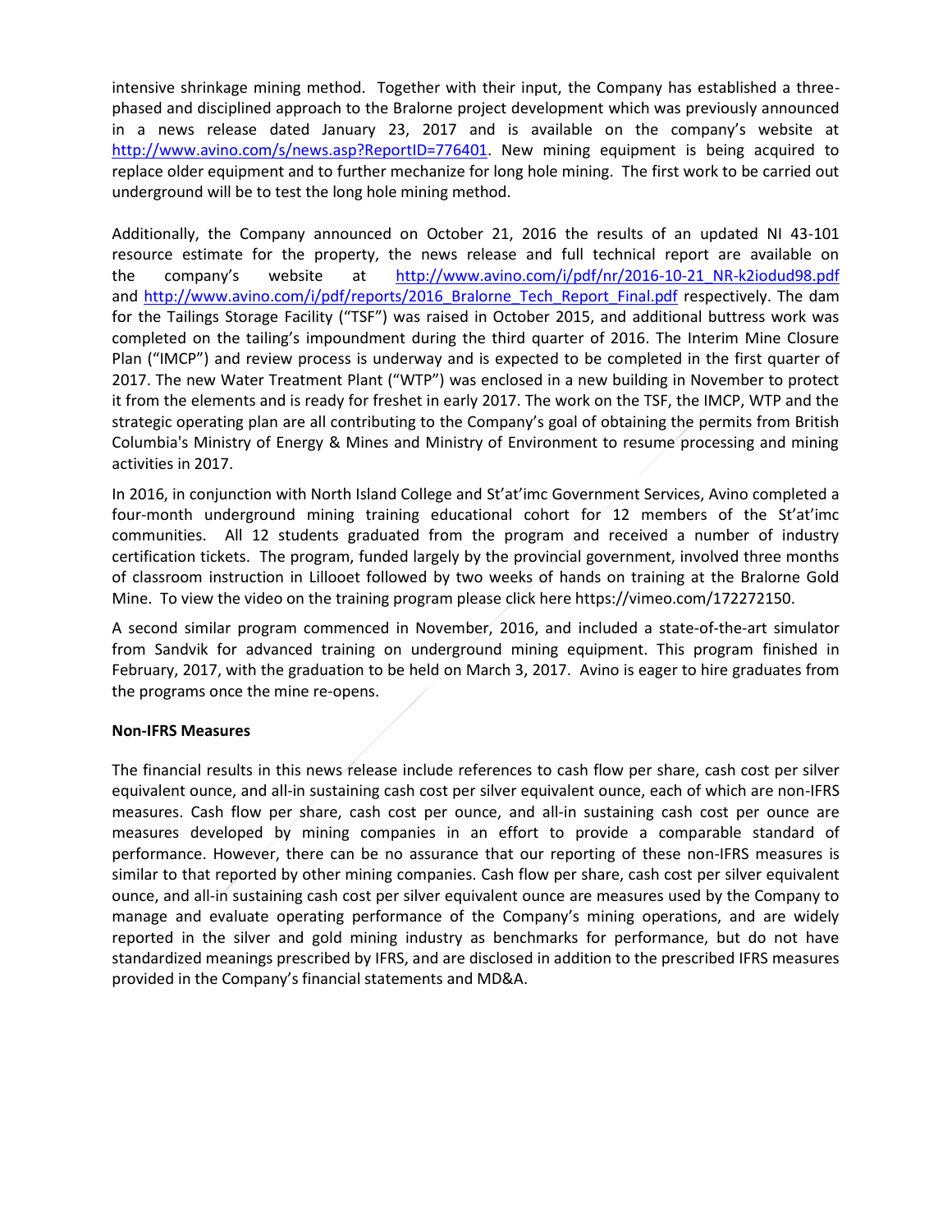intensive shrinkage mining method. Together with their input, the Company has established a three-phased and disciplined approach to the Bralorne project development which was previously announced in a news release dated January 23, 2017 and is available on the company's website at http://www.avino.com/s/news.asp?ReportID=776401. New mining equipment is being acquired to replace older equipment and to further mechanize for long hole mining. The first work to be carried out underground will be to test the long hole mining method.

Additionally, the Company announced on October 21, 2016 the results of an updated NI 43-101 resource estimate for the property, the news release and full technical report are available on the company's website at http://www.avino.com/i/pdf/nr/2016-10-21_NR-k2iodud98.pdf and http://www.avino.com/i/pdf/reports/2016_Bralorne_Tech_Report_Final.pdf respectively. The dam for the Tailings Storage Facility ("TSF") was raised in October 2015, and additional buttress work was completed on the tailing's impoundment during the third quarter of 2016. The Interim Mine Closure Plan ("IMCP") and review process is underway and is expected to be completed in the first quarter of 2017. The new Water Treatment Plant ("WTP") was enclosed in a new building in November to protect it from the elements and is ready for freshet in early 2017. The work on the TSF, the IMCP, WTP and the strategic operating plan are all contributing to the Company's goal of obtaining the permits from British Columbia's Ministry of Energy & Mines and Ministry of Environment to resume processing and mining activities in 2017.

In 2016, in conjunction with North Island College and St'at'imc Government Services, Avino completed a four-month underground mining training educational cohort for 12 members of the St'at'imc communities. All 12 students graduated from the program and received a number of industry certification tickets. The program, funded largely by the provincial government, involved three months of classroom instruction in Lillooet followed by two weeks of hands on training at the Bralorne Gold Mine. To view the video on the training program please click here https://vimeo.com/172272150.

A second similar program commenced in November, 2016, and included a state-of-the-art simulator from Sandvik for advanced training on underground mining equipment. This program finished in February, 2017, with the graduation to be held on March 3, 2017. Avino is eager to hire graduates from the programs once the mine re-opens.

**Non-IFRS Measures**

The financial results in this news release include references to cash flow per share, cash cost per silver equivalent ounce, and all-in sustaining cash cost per silver equivalent ounce, each of which are non-IFRS measures. Cash flow per share, cash cost per ounce, and all-in sustaining cash cost per ounce are measures developed by mining companies in an effort to provide a comparable standard of performance. However, there can be no assurance that our reporting of these non-IFRS measures is similar to that reported by other mining companies. Cash flow per share, cash cost per silver equivalent ounce, and all-in sustaining cash cost per silver equivalent ounce are measures used by the Company to manage and evaluate operating performance of the Company's mining operations, and are widely reported in the silver and gold mining industry as benchmarks for performance, but do not have standardized meanings prescribed by IFRS, and are disclosed in addition to the prescribed IFRS measures provided in the Company's financial statements and MD&A.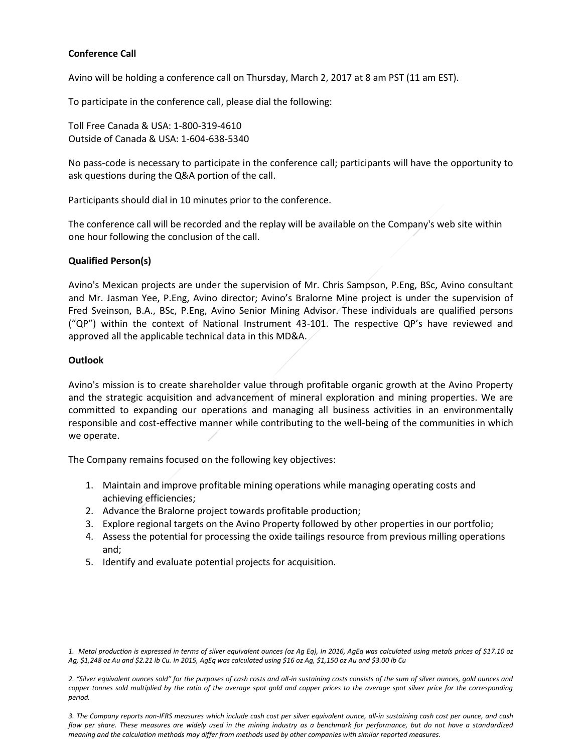**Conference Call**

Avino will be holding a conference call on Thursday, March 2, 2017 at 8 am PST (11 am EST).

To participate in the conference call, please dial the following:

Toll Free Canada & USA: 1-800-319-4610
Outside of Canada & USA: 1-604-638-5340

No pass-code is necessary to participate in the conference call; participants will have the opportunity to ask questions during the Q&A portion of the call.

Participants should dial in 10 minutes prior to the conference.

The conference call will be recorded and the replay will be available on the Company's web site within one hour following the conclusion of the call.

**Qualified Person(s)**

Avino's Mexican projects are under the supervision of Mr. Chris Sampson, P.Eng, BSc, Avino consultant and Mr. Jasman Yee, P.Eng, Avino director; Avino's Bralorne Mine project is under the supervision of Fred Sveinson, B.A., BSc, P.Eng, Avino Senior Mining Advisor. These individuals are qualified persons ("QP") within the context of National Instrument 43-101. The respective QP's have reviewed and approved all the applicable technical data in this MD&A.

**Outlook**

Avino's mission is to create shareholder value through profitable organic growth at the Avino Property and the strategic acquisition and advancement of mineral exploration and mining properties. We are committed to expanding our operations and managing all business activities in an environmentally responsible and cost-effective manner while contributing to the well-being of the communities in which we operate.

The Company remains focused on the following key objectives:

1. Maintain and improve profitable mining operations while managing operating costs and achieving efficiencies;
2. Advance the Bralorne project towards profitable production;
3. Explore regional targets on the Avino Property followed by other properties in our portfolio;
4. Assess the potential for processing the oxide tailings resource from previous milling operations and;
5. Identify and evaluate potential projects for acquisition.

*1. Metal production is expressed in terms of silver equivalent ounces (oz Ag Eq), In 2016, AgEq was calculated using metals prices of $17.10 oz Ag, $1,248 oz Au and $2.21 lb Cu. In 2015, AgEq was calculated using $16 oz Ag, $1,150 oz Au and $3.00 lb Cu*

*2. "Silver equivalent ounces sold" for the purposes of cash costs and all-in sustaining costs consists of the sum of silver ounces, gold ounces and copper tonnes sold multiplied by the ratio of the average spot gold and copper prices to the average spot silver price for the corresponding period.*

*3. The Company reports non-IFRS measures which include cash cost per silver equivalent ounce, all-in sustaining cash cost per ounce, and cash flow per share. These measures are widely used in the mining industry as a benchmark for performance, but do not have a standardized meaning and the calculation methods may differ from methods used by other companies with similar reported measures.*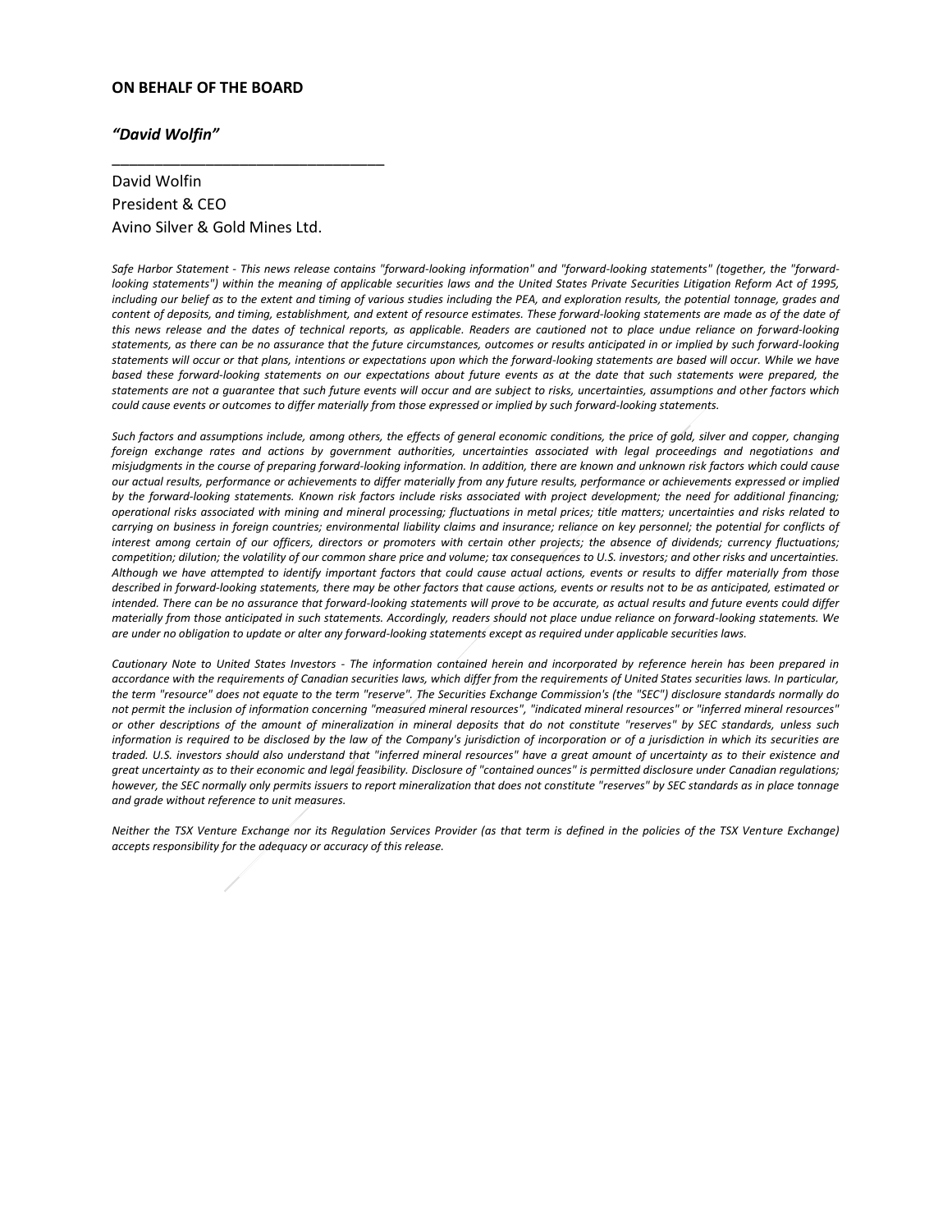**ON BEHALF OF THE BOARD**

***"David Wolfin"***

\_\_\_\_\_\_\_\_\_\_\_\_\_\_\_\_\_\_\_\_\_\_\_\_\_\_\_\_\_\_\_\_\_\_\_

David Wolfin
President & CEO
Avino Silver & Gold Mines Ltd.

*Safe Harbor Statement - This news release contains "forward-looking information" and "forward-looking statements" (together, the "forward-looking statements") within the meaning of applicable securities laws and the United States Private Securities Litigation Reform Act of 1995, including our belief as to the extent and timing of various studies including the PEA, and exploration results, the potential tonnage, grades and content of deposits, and timing, establishment, and extent of resource estimates. These forward-looking statements are made as of the date of this news release and the dates of technical reports, as applicable. Readers are cautioned not to place undue reliance on forward-looking statements, as there can be no assurance that the future circumstances, outcomes or results anticipated in or implied by such forward-looking statements will occur or that plans, intentions or expectations upon which the forward-looking statements are based will occur. While we have based these forward-looking statements on our expectations about future events as at the date that such statements were prepared, the statements are not a guarantee that such future events will occur and are subject to risks, uncertainties, assumptions and other factors which could cause events or outcomes to differ materially from those expressed or implied by such forward-looking statements.*

*Such factors and assumptions include, among others, the effects of general economic conditions, the price of gold, silver and copper, changing foreign exchange rates and actions by government authorities, uncertainties associated with legal proceedings and negotiations and misjudgments in the course of preparing forward-looking information. In addition, there are known and unknown risk factors which could cause our actual results, performance or achievements to differ materially from any future results, performance or achievements expressed or implied by the forward-looking statements. Known risk factors include risks associated with project development; the need for additional financing; operational risks associated with mining and mineral processing; fluctuations in metal prices; title matters; uncertainties and risks related to carrying on business in foreign countries; environmental liability claims and insurance; reliance on key personnel; the potential for conflicts of interest among certain of our officers, directors or promoters with certain other projects; the absence of dividends; currency fluctuations; competition; dilution; the volatility of our common share price and volume; tax consequences to U.S. investors; and other risks and uncertainties. Although we have attempted to identify important factors that could cause actual actions, events or results to differ materially from those described in forward-looking statements, there may be other factors that cause actions, events or results not to be as anticipated, estimated or intended. There can be no assurance that forward-looking statements will prove to be accurate, as actual results and future events could differ materially from those anticipated in such statements. Accordingly, readers should not place undue reliance on forward-looking statements. We are under no obligation to update or alter any forward-looking statements except as required under applicable securities laws.*

*Cautionary Note to United States Investors - The information contained herein and incorporated by reference herein has been prepared in accordance with the requirements of Canadian securities laws, which differ from the requirements of United States securities laws. In particular, the term "resource" does not equate to the term "reserve". The Securities Exchange Commission's (the "SEC") disclosure standards normally do not permit the inclusion of information concerning "measured mineral resources", "indicated mineral resources" or "inferred mineral resources" or other descriptions of the amount of mineralization in mineral deposits that do not constitute "reserves" by SEC standards, unless such information is required to be disclosed by the law of the Company's jurisdiction of incorporation or of a jurisdiction in which its securities are traded. U.S. investors should also understand that "inferred mineral resources" have a great amount of uncertainty as to their existence and great uncertainty as to their economic and legal feasibility. Disclosure of "contained ounces" is permitted disclosure under Canadian regulations; however, the SEC normally only permits issuers to report mineralization that does not constitute "reserves" by SEC standards as in place tonnage and grade without reference to unit measures.*

*Neither the TSX Venture Exchange nor its Regulation Services Provider (as that term is defined in the policies of the TSX Venture Exchange) accepts responsibility for the adequacy or accuracy of this release.*